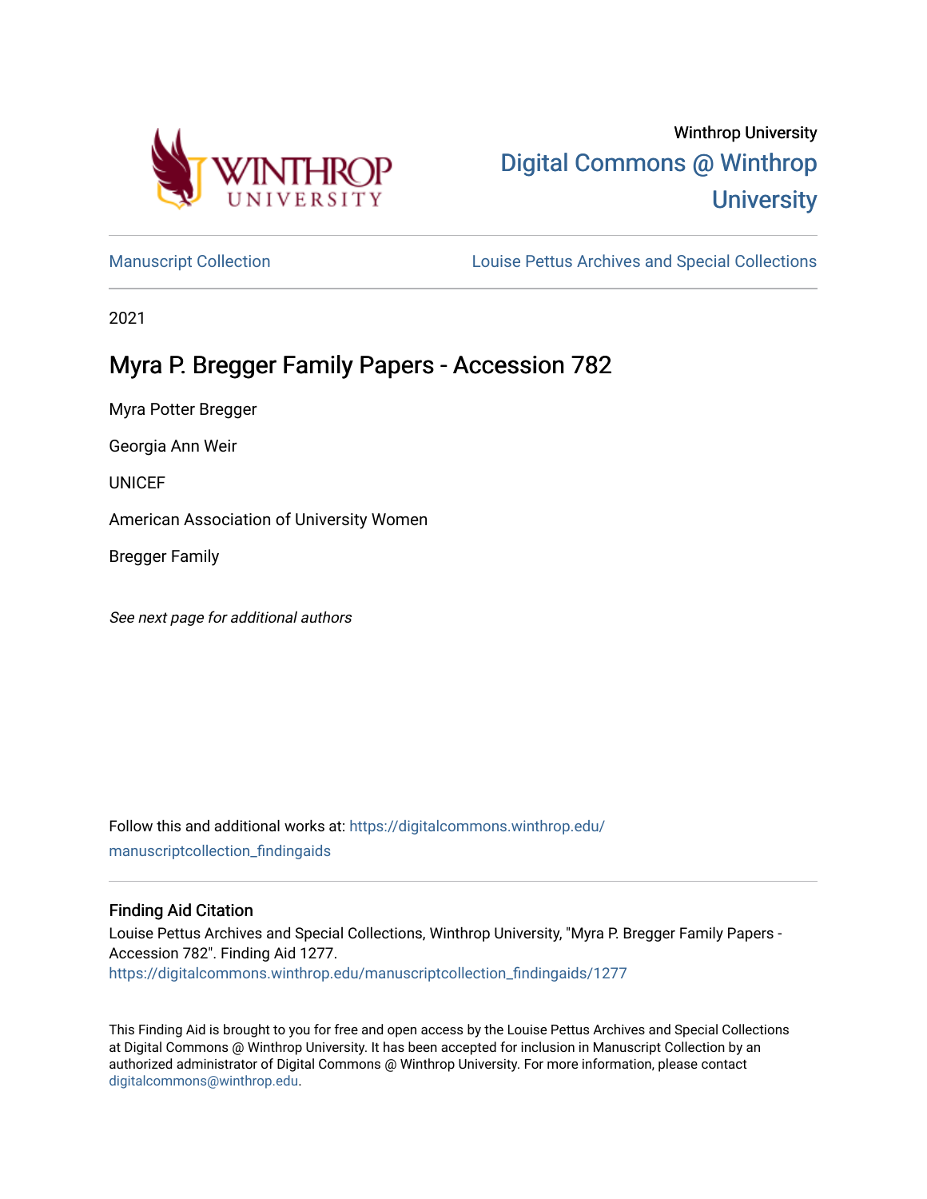Winthrop University

Digital Commons @ Winthrop University

Manuscript Collection

Louise Pettus Archives and Special Collections

2021

# Myra P. Bregger Family Papers - Accession 782

Myra Potter Bregger

Georgia Ann Weir

UNICEF

American Association of University Women

Bregger Family

*See next page for additional authors*

Follow this and additional works at: https://digitalcommons.winthrop.edu/manuscriptcollection_findingaids

## Finding Aid Citation

Louise Pettus Archives and Special Collections, Winthrop University, "Myra P. Bregger Family Papers - Accession 782". Finding Aid 1277.
https://digitalcommons.winthrop.edu/manuscriptcollection_findingaids/1277

This Finding Aid is brought to you for free and open access by the Louise Pettus Archives and Special Collections at Digital Commons @ Winthrop University. It has been accepted for inclusion in Manuscript Collection by an authorized administrator of Digital Commons @ Winthrop University. For more information, please contact digitalcommons@winthrop.edu.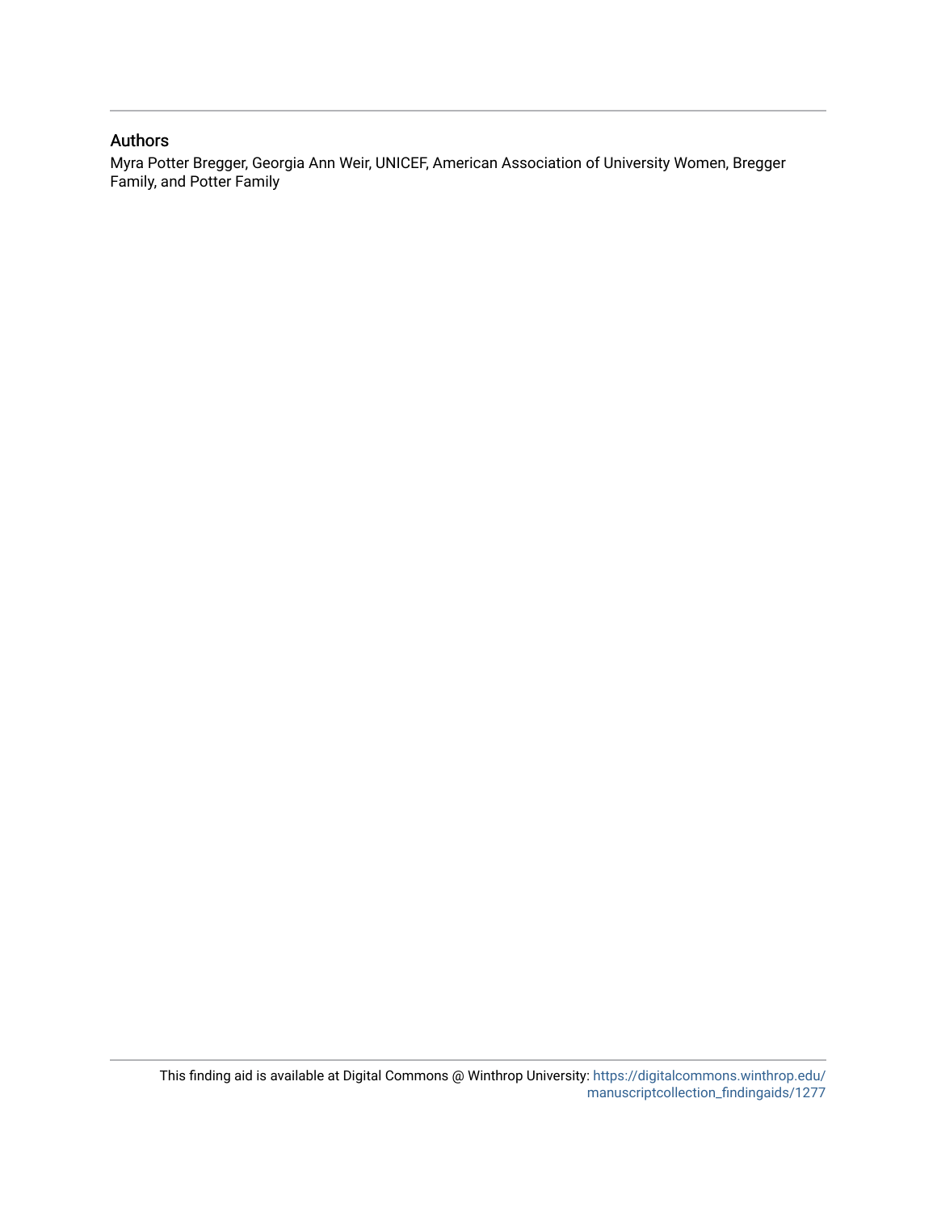## Authors

Myra Potter Bregger, Georgia Ann Weir, UNICEF, American Association of University Women, Bregger Family, and Potter Family

This finding aid is available at Digital Commons @ Winthrop University: https://digitalcommons.winthrop.edu/manuscriptcollection_findingaids/1277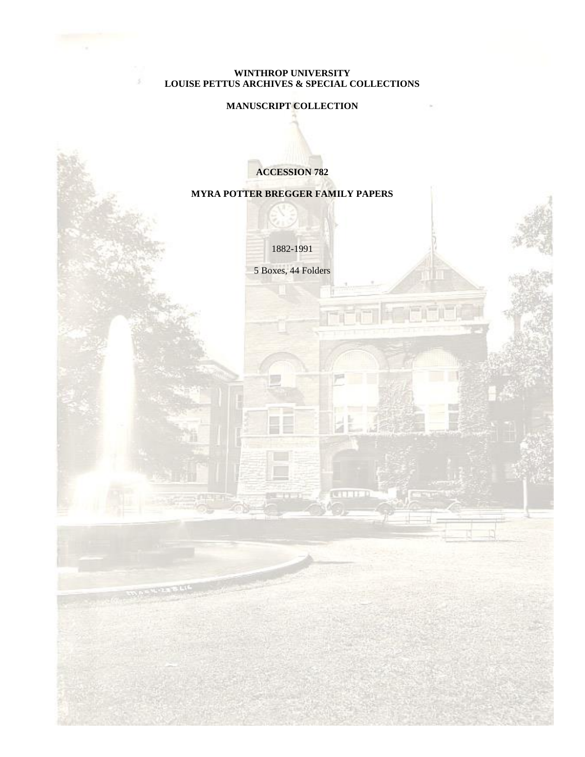**WINTHROP UNIVERSITY**
**LOUISE PETTUS ARCHIVES & SPECIAL COLLECTIONS**

**MANUSCRIPT COLLECTION**

**ACCESSION 782**

**MYRA POTTER BREGGER FAMILY PAPERS**

1882-1991

5 Boxes, 44 Folders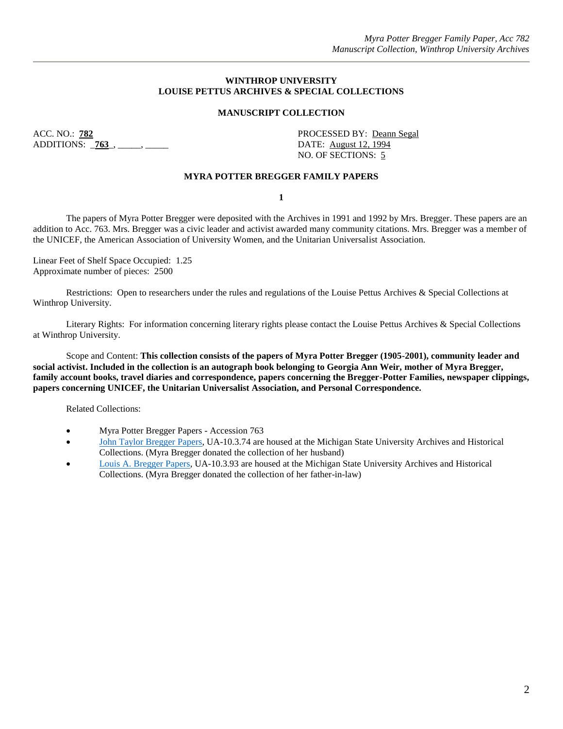**WINTHROP UNIVERSITY**
**LOUISE PETTUS ARCHIVES & SPECIAL COLLECTIONS**

**MANUSCRIPT COLLECTION**

ACC. NO.: **782**
ADDITIONS: _**763**_, _____, _____

PROCESSED BY: Deann Segal
DATE: August 12, 1994
NO. OF SECTIONS: 5

**MYRA POTTER BREGGER FAMILY PAPERS**

**1**

The papers of Myra Potter Bregger were deposited with the Archives in 1991 and 1992 by Mrs. Bregger. These papers are an addition to Acc. 763. Mrs. Bregger was a civic leader and activist awarded many community citations. Mrs. Bregger was a member of the UNICEF, the American Association of University Women, and the Unitarian Universalist Association.

Linear Feet of Shelf Space Occupied: 1.25
Approximate number of pieces: 2500

Restrictions: Open to researchers under the rules and regulations of the Louise Pettus Archives & Special Collections at Winthrop University.

Literary Rights: For information concerning literary rights please contact the Louise Pettus Archives & Special Collections at Winthrop University.

Scope and Content: **This collection consists of the papers of Myra Potter Bregger (1905-2001), community leader and social activist. Included in the collection is an autograph book belonging to Georgia Ann Weir, mother of Myra Bregger, family account books, travel diaries and correspondence, papers concerning the Bregger-Potter Families, newspaper clippings, papers concerning UNICEF, the Unitarian Universalist Association, and Personal Correspondence.**

Related Collections:

- Myra Potter Bregger Papers - Accession 763
- John Taylor Bregger Papers, UA-10.3.74 are housed at the Michigan State University Archives and Historical Collections. (Myra Bregger donated the collection of her husband)
- Louis A. Bregger Papers, UA-10.3.93 are housed at the Michigan State University Archives and Historical Collections. (Myra Bregger donated the collection of her father-in-law)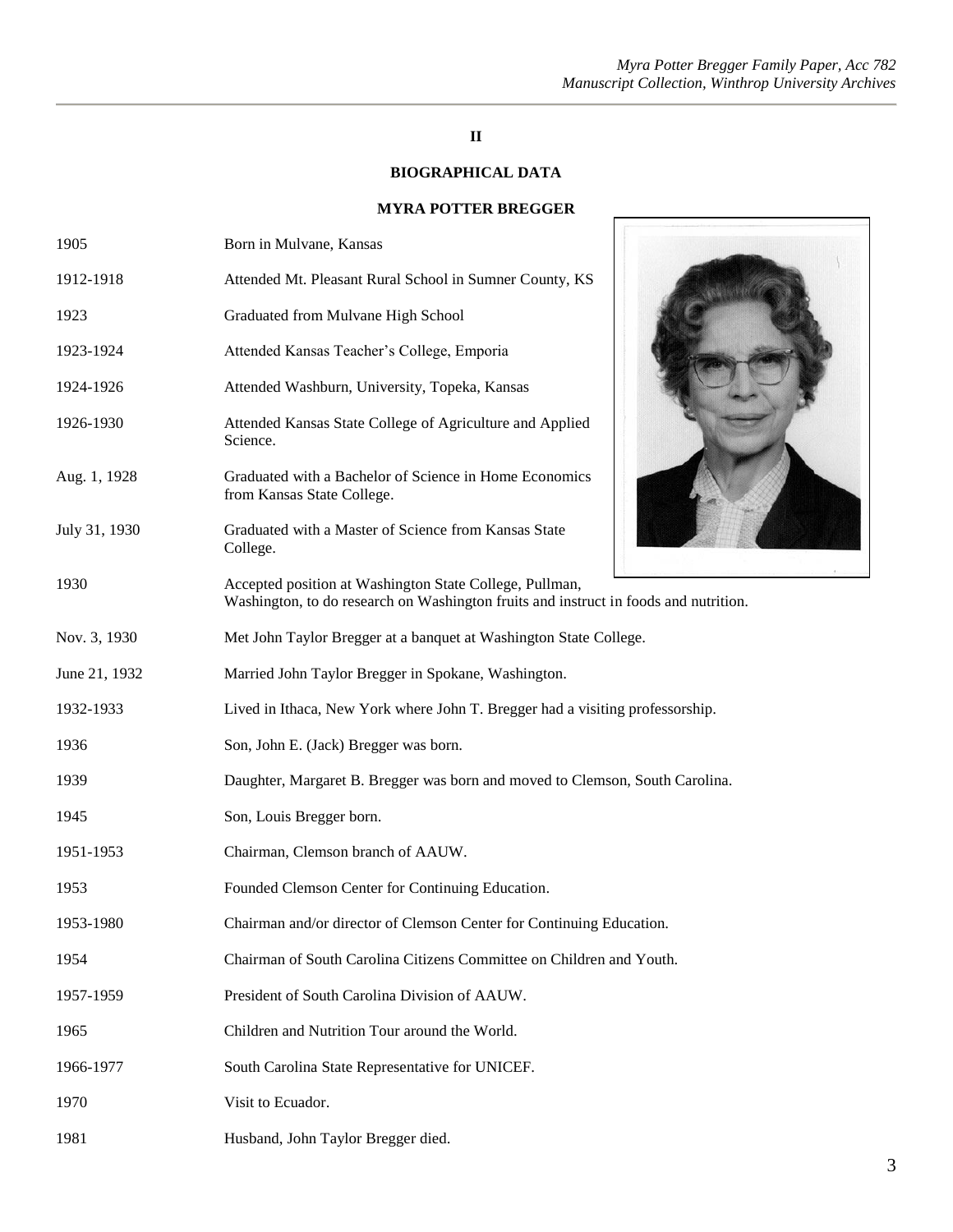## II

## BIOGRAPHICAL DATA

### MYRA POTTER BREGGER

| | |
|---|---|
| 1905 | Born in Mulvane, Kansas |
| 1912-1918 | Attended Mt. Pleasant Rural School in Sumner County, KS |
| 1923 | Graduated from Mulvane High School |
| 1923-1924 | Attended Kansas Teacher's College, Emporia |
| 1924-1926 | Attended Washburn, University, Topeka, Kansas |
| 1926-1930 | Attended Kansas State College of Agriculture and Applied Science. |
| Aug. 1, 1928 | Graduated with a Bachelor of Science in Home Economics from Kansas State College. |
| July 31, 1930 | Graduated with a Master of Science from Kansas State College. |
| 1930 | Accepted position at Washington State College, Pullman, Washington, to do research on Washington fruits and instruct in foods and nutrition. |
| Nov. 3, 1930 | Met John Taylor Bregger at a banquet at Washington State College. |
| June 21, 1932 | Married John Taylor Bregger in Spokane, Washington. |
| 1932-1933 | Lived in Ithaca, New York where John T. Bregger had a visiting professorship. |
| 1936 | Son, John E. (Jack) Bregger was born. |
| 1939 | Daughter, Margaret B. Bregger was born and moved to Clemson, South Carolina. |
| 1945 | Son, Louis Bregger born. |
| 1951-1953 | Chairman, Clemson branch of AAUW. |
| 1953 | Founded Clemson Center for Continuing Education. |
| 1953-1980 | Chairman and/or director of Clemson Center for Continuing Education. |
| 1954 | Chairman of South Carolina Citizens Committee on Children and Youth. |
| 1957-1959 | President of South Carolina Division of AAUW. |
| 1965 | Children and Nutrition Tour around the World. |
| 1966-1977 | South Carolina State Representative for UNICEF. |
| 1970 | Visit to Ecuador. |
| 1981 | Husband, John Taylor Bregger died. |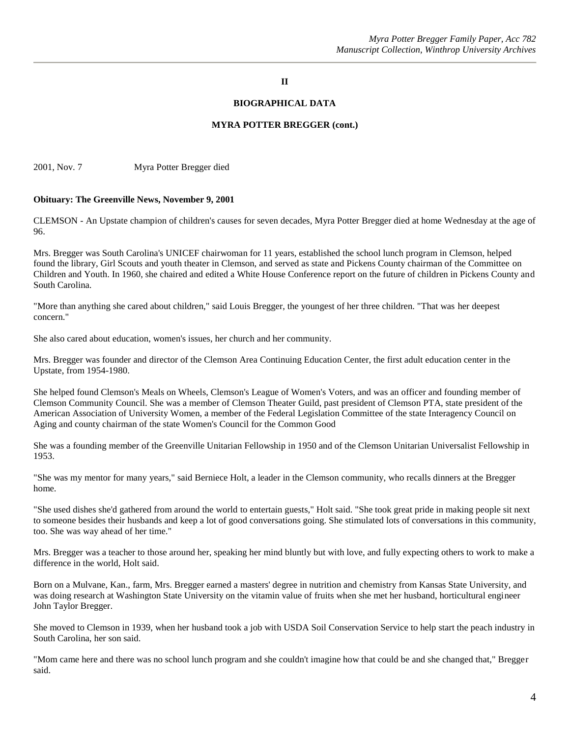**II**

**BIOGRAPHICAL DATA**

**MYRA POTTER BREGGER (cont.)**

2001, Nov. 7 Myra Potter Bregger died

**Obituary: The Greenville News, November 9, 2001**

CLEMSON - An Upstate champion of children's causes for seven decades, Myra Potter Bregger died at home Wednesday at the age of 96.

Mrs. Bregger was South Carolina's UNICEF chairwoman for 11 years, established the school lunch program in Clemson, helped found the library, Girl Scouts and youth theater in Clemson, and served as state and Pickens County chairman of the Committee on Children and Youth. In 1960, she chaired and edited a White House Conference report on the future of children in Pickens County and South Carolina.

"More than anything she cared about children," said Louis Bregger, the youngest of her three children. "That was her deepest concern."

She also cared about education, women's issues, her church and her community.

Mrs. Bregger was founder and director of the Clemson Area Continuing Education Center, the first adult education center in the Upstate, from 1954-1980.

She helped found Clemson's Meals on Wheels, Clemson's League of Women's Voters, and was an officer and founding member of Clemson Community Council. She was a member of Clemson Theater Guild, past president of Clemson PTA, state president of the American Association of University Women, a member of the Federal Legislation Committee of the state Interagency Council on Aging and county chairman of the state Women's Council for the Common Good

She was a founding member of the Greenville Unitarian Fellowship in 1950 and of the Clemson Unitarian Universalist Fellowship in 1953.

"She was my mentor for many years," said Berniece Holt, a leader in the Clemson community, who recalls dinners at the Bregger home.

"She used dishes she'd gathered from around the world to entertain guests," Holt said. "She took great pride in making people sit next to someone besides their husbands and keep a lot of good conversations going. She stimulated lots of conversations in this community, too. She was way ahead of her time."

Mrs. Bregger was a teacher to those around her, speaking her mind bluntly but with love, and fully expecting others to work to make a difference in the world, Holt said.

Born on a Mulvane, Kan., farm, Mrs. Bregger earned a masters' degree in nutrition and chemistry from Kansas State University, and was doing research at Washington State University on the vitamin value of fruits when she met her husband, horticultural engineer John Taylor Bregger.

She moved to Clemson in 1939, when her husband took a job with USDA Soil Conservation Service to help start the peach industry in South Carolina, her son said.

"Mom came here and there was no school lunch program and she couldn't imagine how that could be and she changed that," Bregger said.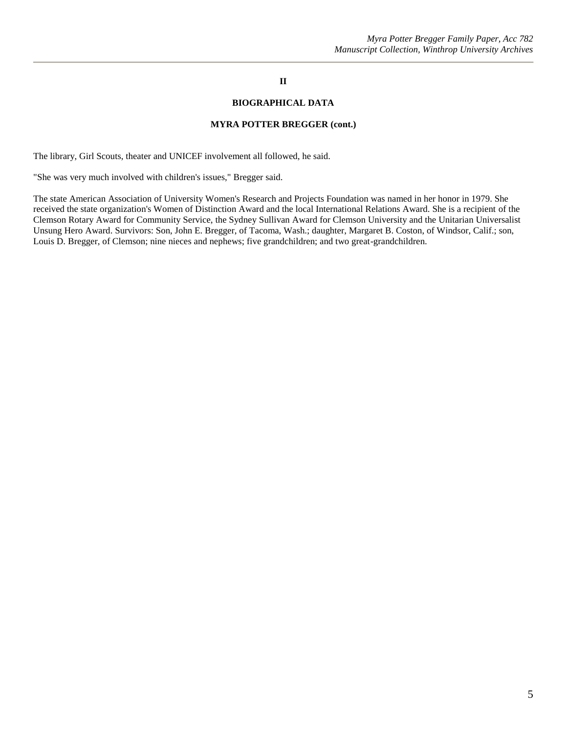## II

## BIOGRAPHICAL DATA

### MYRA POTTER BREGGER (cont.)

The library, Girl Scouts, theater and UNICEF involvement all followed, he said.

"She was very much involved with children's issues," Bregger said.

The state American Association of University Women's Research and Projects Foundation was named in her honor in 1979. She received the state organization's Women of Distinction Award and the local International Relations Award. She is a recipient of the Clemson Rotary Award for Community Service, the Sydney Sullivan Award for Clemson University and the Unitarian Universalist Unsung Hero Award. Survivors: Son, John E. Bregger, of Tacoma, Wash.; daughter, Margaret B. Coston, of Windsor, Calif.; son, Louis D. Bregger, of Clemson; nine nieces and nephews; five grandchildren; and two great-grandchildren.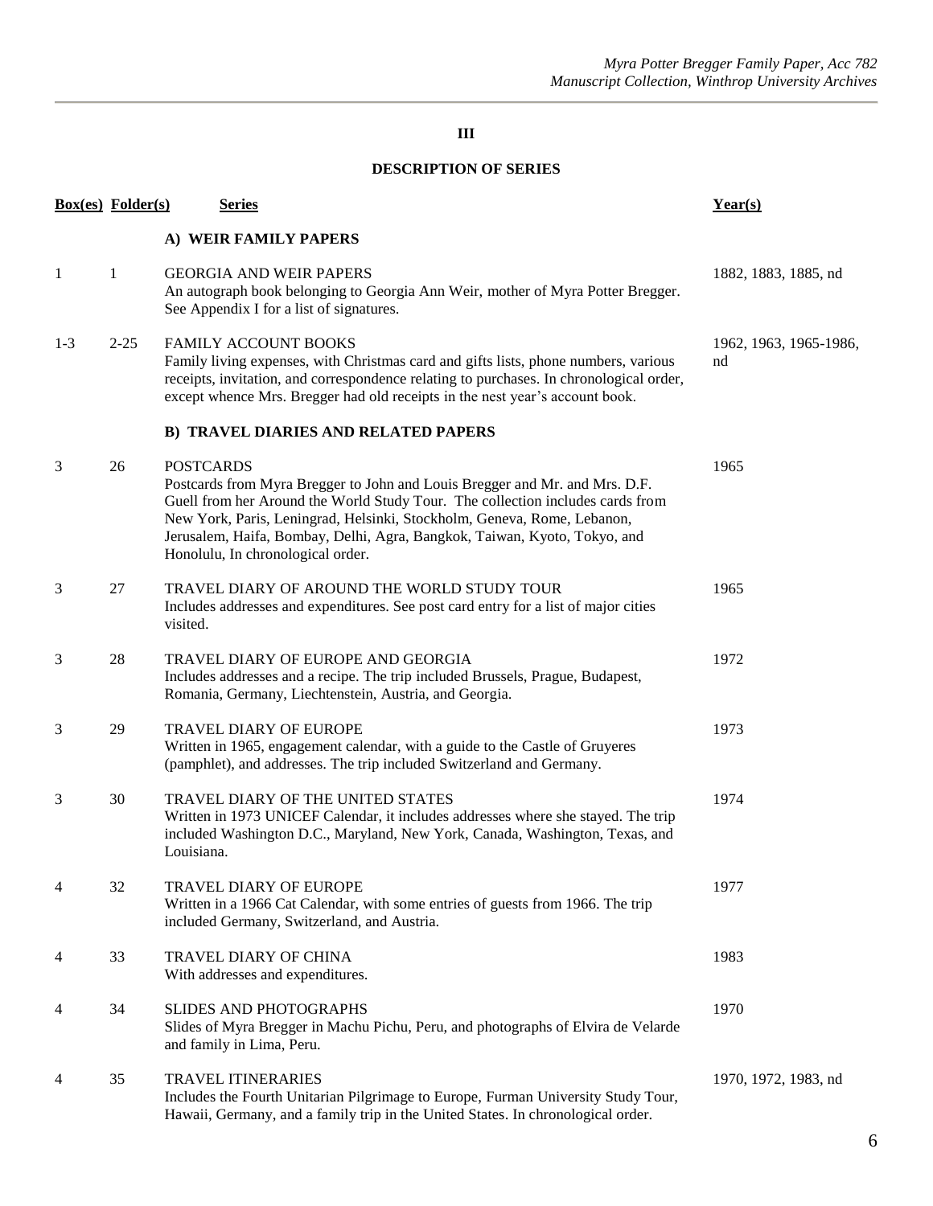## III

## DESCRIPTION OF SERIES

| Box(es) | Folder(s) | Series | Year(s) |
|---|---|---|---|
| | | **A) WEIR FAMILY PAPERS** | |
| 1 | 1 | GEORGIA AND WEIR PAPERS<br>An autograph book belonging to Georgia Ann Weir, mother of Myra Potter Bregger. See Appendix I for a list of signatures. | 1882, 1883, 1885, nd |
| 1-3 | 2-25 | FAMILY ACCOUNT BOOKS<br>Family living expenses, with Christmas card and gifts lists, phone numbers, various receipts, invitation, and correspondence relating to purchases. In chronological order, except whence Mrs. Bregger had old receipts in the nest year's account book. | 1962, 1963, 1965-1986, nd |
| | | **B) TRAVEL DIARIES AND RELATED PAPERS** | |
| 3 | 26 | POSTCARDS<br>Postcards from Myra Bregger to John and Louis Bregger and Mr. and Mrs. D.F. Guell from her Around the World Study Tour. The collection includes cards from New York, Paris, Leningrad, Helsinki, Stockholm, Geneva, Rome, Lebanon, Jerusalem, Haifa, Bombay, Delhi, Agra, Bangkok, Taiwan, Kyoto, Tokyo, and Honolulu, In chronological order. | 1965 |
| 3 | 27 | TRAVEL DIARY OF AROUND THE WORLD STUDY TOUR<br>Includes addresses and expenditures. See post card entry for a list of major cities visited. | 1965 |
| 3 | 28 | TRAVEL DIARY OF EUROPE AND GEORGIA<br>Includes addresses and a recipe. The trip included Brussels, Prague, Budapest, Romania, Germany, Liechtenstein, Austria, and Georgia. | 1972 |
| 3 | 29 | TRAVEL DIARY OF EUROPE<br>Written in 1965, engagement calendar, with a guide to the Castle of Gruyeres (pamphlet), and addresses. The trip included Switzerland and Germany. | 1973 |
| 3 | 30 | TRAVEL DIARY OF THE UNITED STATES<br>Written in 1973 UNICEF Calendar, it includes addresses where she stayed. The trip included Washington D.C., Maryland, New York, Canada, Washington, Texas, and Louisiana. | 1974 |
| 4 | 32 | TRAVEL DIARY OF EUROPE<br>Written in a 1966 Cat Calendar, with some entries of guests from 1966. The trip included Germany, Switzerland, and Austria. | 1977 |
| 4 | 33 | TRAVEL DIARY OF CHINA<br>With addresses and expenditures. | 1983 |
| 4 | 34 | SLIDES AND PHOTOGRAPHS<br>Slides of Myra Bregger in Machu Pichu, Peru, and photographs of Elvira de Velarde and family in Lima, Peru. | 1970 |
| 4 | 35 | TRAVEL ITINERARIES<br>Includes the Fourth Unitarian Pilgrimage to Europe, Furman University Study Tour, Hawaii, Germany, and a family trip in the United States. In chronological order. | 1970, 1972, 1983, nd |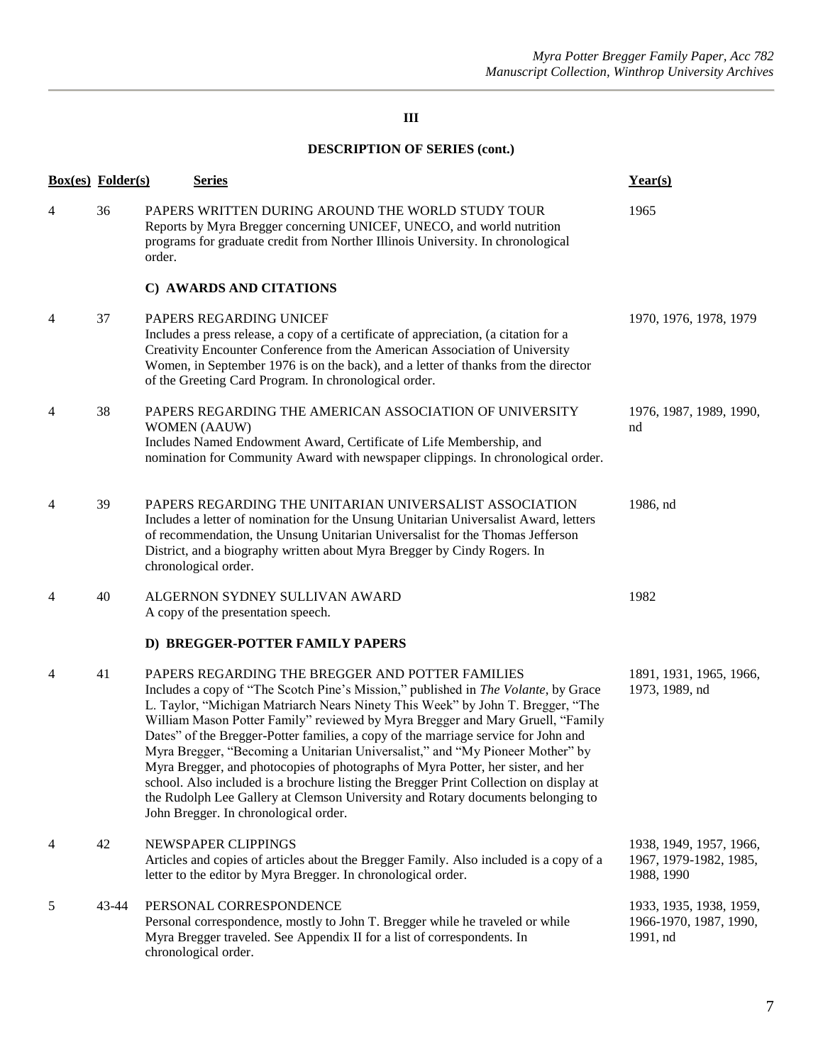## III

## DESCRIPTION OF SERIES (cont.)

| Box(es) | Folder(s) | Series | Year(s) |
|---|---|---|---|
| 4 | 36 | PAPERS WRITTEN DURING AROUND THE WORLD STUDY TOUR<br>Reports by Myra Bregger concerning UNICEF, UNECO, and world nutrition programs for graduate credit from Norther Illinois University. In chronological order. | 1965 |
| | | **C) AWARDS AND CITATIONS** | |
| 4 | 37 | PAPERS REGARDING UNICEF<br>Includes a press release, a copy of a certificate of appreciation, (a citation for a Creativity Encounter Conference from the American Association of University Women, in September 1976 is on the back), and a letter of thanks from the director of the Greeting Card Program. In chronological order. | 1970, 1976, 1978, 1979 |
| 4 | 38 | PAPERS REGARDING THE AMERICAN ASSOCIATION OF UNIVERSITY WOMEN (AAUW)<br>Includes Named Endowment Award, Certificate of Life Membership, and nomination for Community Award with newspaper clippings. In chronological order. | 1976, 1987, 1989, 1990, nd |
| 4 | 39 | PAPERS REGARDING THE UNITARIAN UNIVERSALIST ASSOCIATION<br>Includes a letter of nomination for the Unsung Unitarian Universalist Award, letters of recommendation, the Unsung Unitarian Universalist for the Thomas Jefferson District, and a biography written about Myra Bregger by Cindy Rogers. In chronological order. | 1986, nd |
| 4 | 40 | ALGERNON SYDNEY SULLIVAN AWARD<br>A copy of the presentation speech. | 1982 |
| | | **D) BREGGER-POTTER FAMILY PAPERS** | |
| 4 | 41 | PAPERS REGARDING THE BREGGER AND POTTER FAMILIES<br>Includes a copy of "The Scotch Pine's Mission," published in *The Volante*, by Grace L. Taylor, "Michigan Matriarch Nears Ninety This Week" by John T. Bregger, "The William Mason Potter Family" reviewed by Myra Bregger and Mary Gruell, "Family Dates" of the Bregger-Potter families, a copy of the marriage service for John and Myra Bregger, "Becoming a Unitarian Universalist," and "My Pioneer Mother" by Myra Bregger, and photocopies of photographs of Myra Potter, her sister, and her school. Also included is a brochure listing the Bregger Print Collection on display at the Rudolph Lee Gallery at Clemson University and Rotary documents belonging to John Bregger. In chronological order. | 1891, 1931, 1965, 1966, 1973, 1989, nd |
| 4 | 42 | NEWSPAPER CLIPPINGS<br>Articles and copies of articles about the Bregger Family. Also included is a copy of a letter to the editor by Myra Bregger. In chronological order. | 1938, 1949, 1957, 1966, 1967, 1979-1982, 1985, 1988, 1990 |
| 5 | 43-44 | PERSONAL CORRESPONDENCE<br>Personal correspondence, mostly to John T. Bregger while he traveled or while Myra Bregger traveled. See Appendix II for a list of correspondents. In chronological order. | 1933, 1935, 1938, 1959, 1966-1970, 1987, 1990, 1991, nd |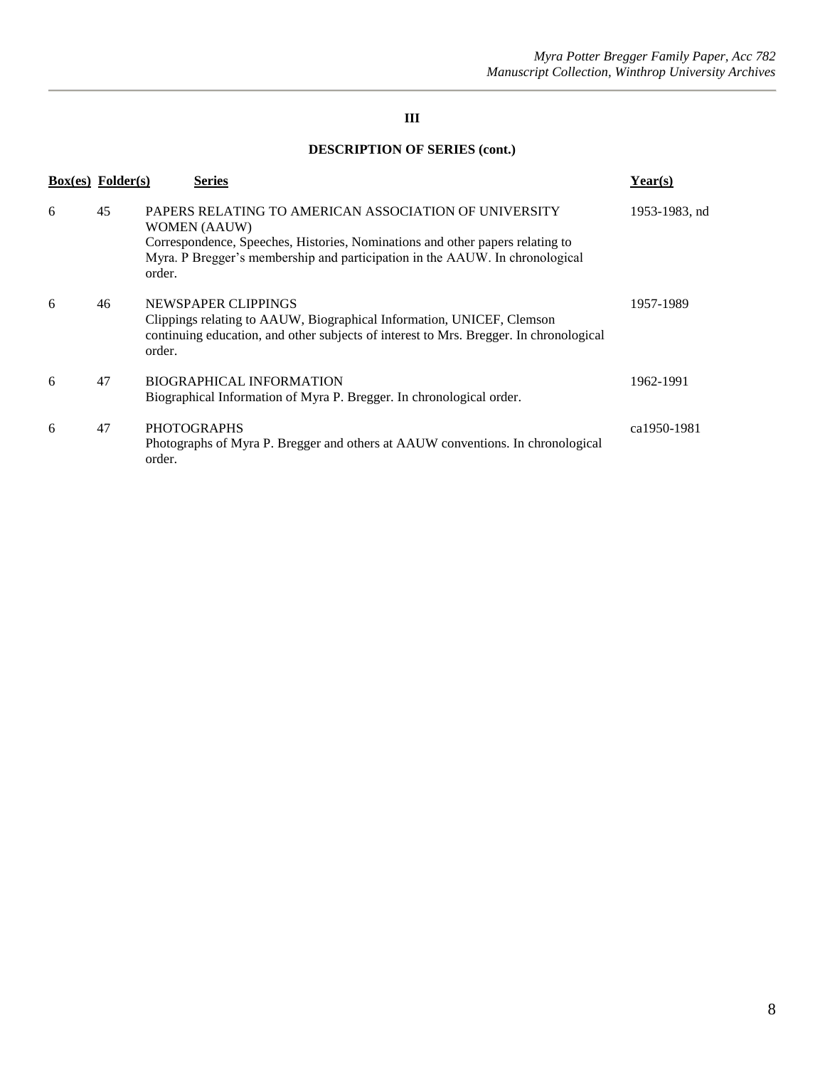**III**

**DESCRIPTION OF SERIES (cont.)**

| Box(es) | Folder(s) | Series | Year(s) |
|---|---|---|---|
| 6 | 45 | PAPERS RELATING TO AMERICAN ASSOCIATION OF UNIVERSITY WOMEN (AAUW)<br>Correspondence, Speeches, Histories, Nominations and other papers relating to Myra. P Bregger's membership and participation in the AAUW. In chronological order. | 1953-1983, nd |
| 6 | 46 | NEWSPAPER CLIPPINGS<br>Clippings relating to AAUW, Biographical Information, UNICEF, Clemson continuing education, and other subjects of interest to Mrs. Bregger. In chronological order. | 1957-1989 |
| 6 | 47 | BIOGRAPHICAL INFORMATION<br>Biographical Information of Myra P. Bregger. In chronological order. | 1962-1991 |
| 6 | 47 | PHOTOGRAPHS<br>Photographs of Myra P. Bregger and others at AAUW conventions. In chronological order. | ca1950-1981 |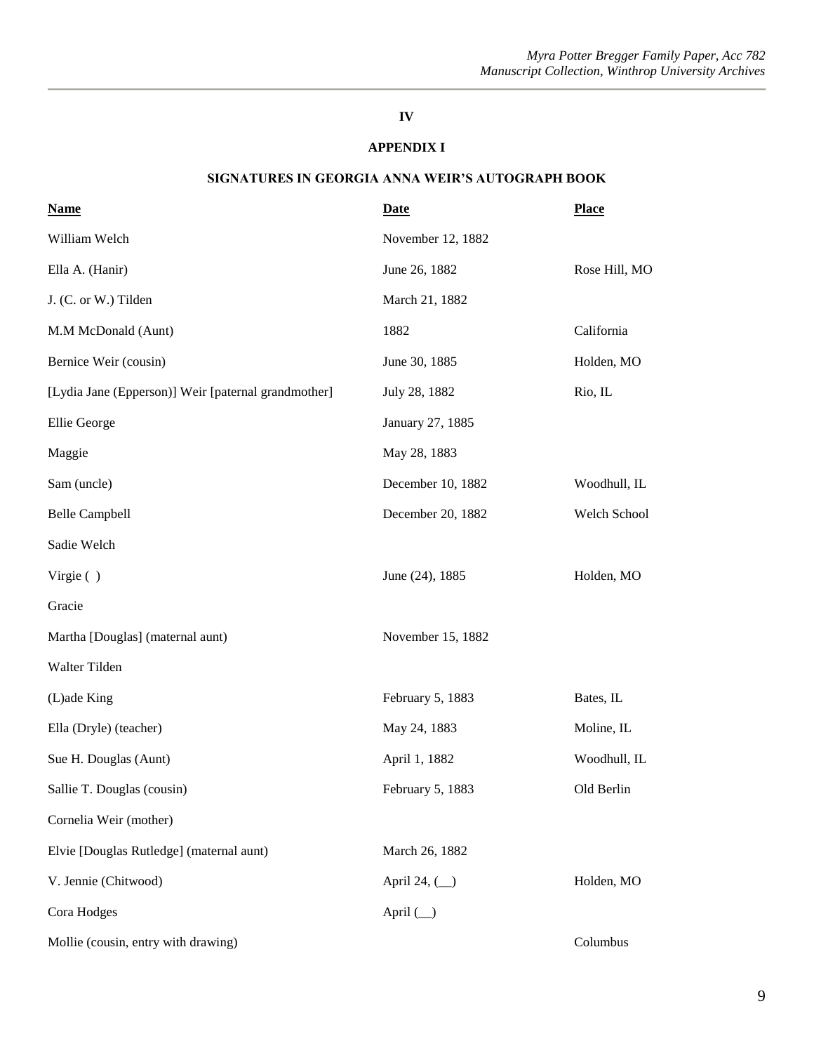# IV

## APPENDIX I

### SIGNATURES IN GEORGIA ANNA WEIR'S AUTOGRAPH BOOK

| Name | Date | Place |
|---|---|---|
| William Welch | November 12, 1882 | |
| Ella A. (Hanir) | June 26, 1882 | Rose Hill, MO |
| J. (C. or W.) Tilden | March 21, 1882 | |
| M.M McDonald (Aunt) | 1882 | California |
| Bernice Weir (cousin) | June 30, 1885 | Holden, MO |
| [Lydia Jane (Epperson)] Weir [paternal grandmother] | July 28, 1882 | Rio, IL |
| Ellie George | January 27, 1885 | |
| Maggie | May 28, 1883 | |
| Sam (uncle) | December 10, 1882 | Woodhull, IL |
| Belle Campbell | December 20, 1882 | Welch School |
| Sadie Welch | | |
| Virgie ( ) | June (24), 1885 | Holden, MO |
| Gracie | | |
| Martha [Douglas] (maternal aunt) | November 15, 1882 | |
| Walter Tilden | | |
| (L)ade King | February 5, 1883 | Bates, IL |
| Ella (Dryle) (teacher) | May 24, 1883 | Moline, IL |
| Sue H. Douglas (Aunt) | April 1, 1882 | Woodhull, IL |
| Sallie T. Douglas (cousin) | February 5, 1883 | Old Berlin |
| Cornelia Weir (mother) | | |
| Elvie [Douglas Rutledge] (maternal aunt) | March 26, 1882 | |
| V. Jennie (Chitwood) | April 24, (__) | Holden, MO |
| Cora Hodges | April (__) | |
| Mollie (cousin, entry with drawing) | | Columbus |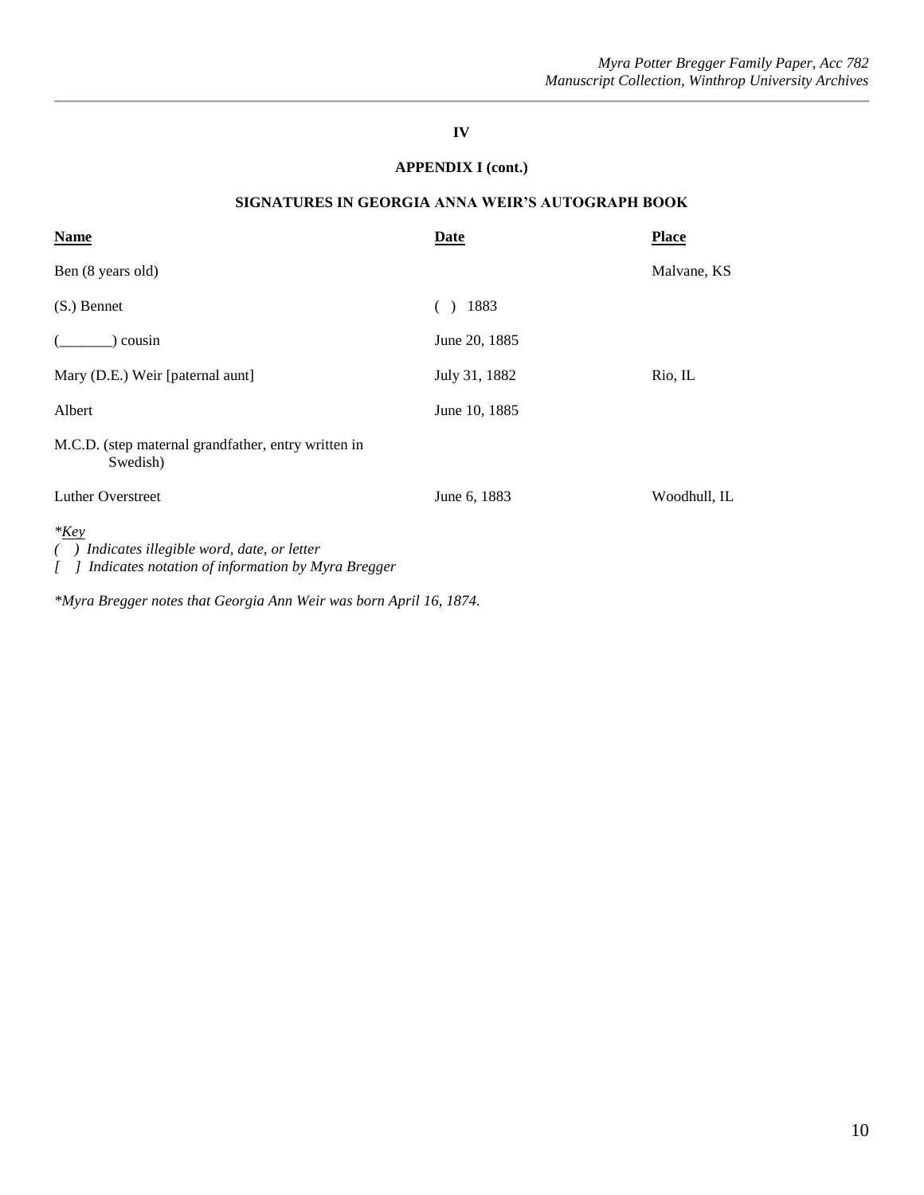**IV**

**APPENDIX I (cont.)**

**SIGNATURES IN GEORGIA ANNA WEIR'S AUTOGRAPH BOOK**

| Name | Date | Place |
|---|---|---|
| Ben (8 years old) | | Malvane, KS |
| (S.) Bennet | ( ) 1883 | |
| (_______) cousin | June 20, 1885 | |
| Mary (D.E.) Weir [paternal aunt] | July 31, 1882 | Rio, IL |
| Albert | June 10, 1885 | |
| M.C.D. (step maternal grandfather, entry written in Swedish) | | |
| Luther Overstreet | June 6, 1883 | Woodhull, IL |

*\*Key*
*( ) Indicates illegible word, date, or letter*
*[ ] Indicates notation of information by Myra Bregger*

*\*Myra Bregger notes that Georgia Ann Weir was born April 16, 1874.*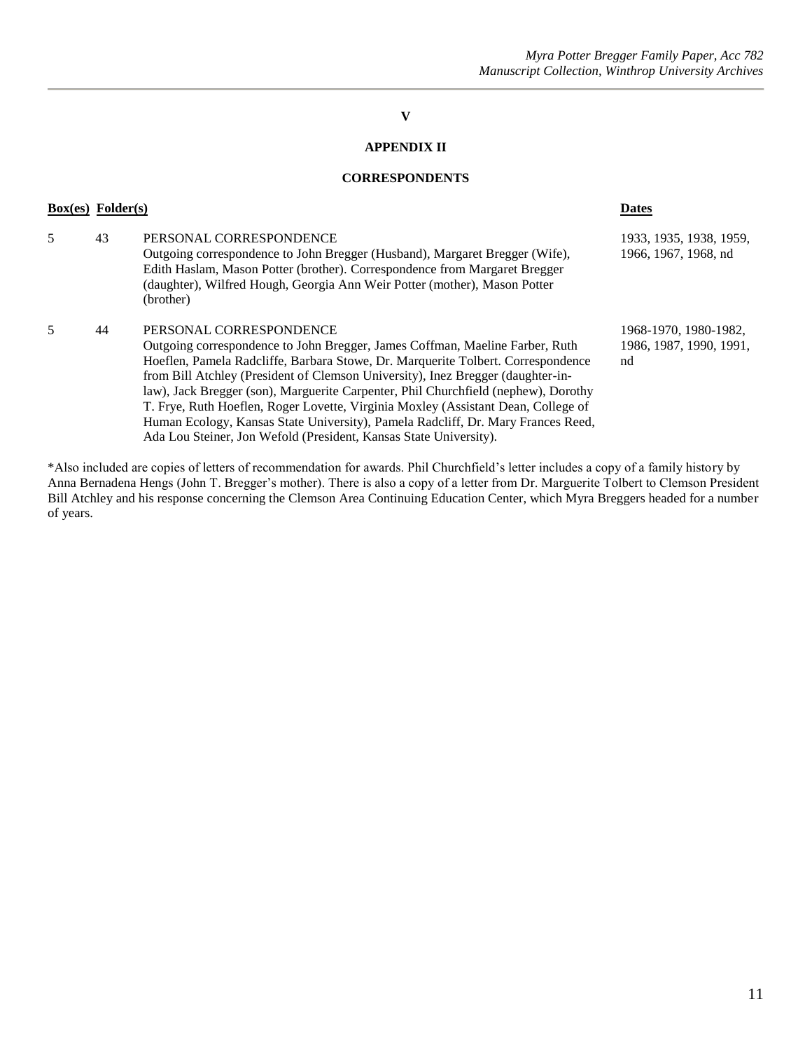**V**

**APPENDIX II**

**CORRESPONDENTS**

| **Box(es)** | **Folder(s)** | | **Dates** |
|---|---|---|---|
| 5 | 43 | PERSONAL CORRESPONDENCE<br>Outgoing correspondence to John Bregger (Husband), Margaret Bregger (Wife), Edith Haslam, Mason Potter (brother). Correspondence from Margaret Bregger (daughter), Wilfred Hough, Georgia Ann Weir Potter (mother), Mason Potter (brother) | 1933, 1935, 1938, 1959, 1966, 1967, 1968, nd |
| 5 | 44 | PERSONAL CORRESPONDENCE<br>Outgoing correspondence to John Bregger, James Coffman, Maeline Farber, Ruth Hoeflen, Pamela Radcliffe, Barbara Stowe, Dr. Marquerite Tolbert. Correspondence from Bill Atchley (President of Clemson University), Inez Bregger (daughter-in-law), Jack Bregger (son), Marguerite Carpenter, Phil Churchfield (nephew), Dorothy T. Frye, Ruth Hoeflen, Roger Lovette, Virginia Moxley (Assistant Dean, College of Human Ecology, Kansas State University), Pamela Radcliff, Dr. Mary Frances Reed, Ada Lou Steiner, Jon Wefold (President, Kansas State University). | 1968-1970, 1980-1982, 1986, 1987, 1990, 1991, nd |

*Also included are copies of letters of recommendation for awards. Phil Churchfield's letter includes a copy of a family history by Anna Bernadena Hengs (John T. Bregger's mother). There is also a copy of a letter from Dr. Marguerite Tolbert to Clemson President Bill Atchley and his response concerning the Clemson Area Continuing Education Center, which Myra Breggers headed for a number of years.